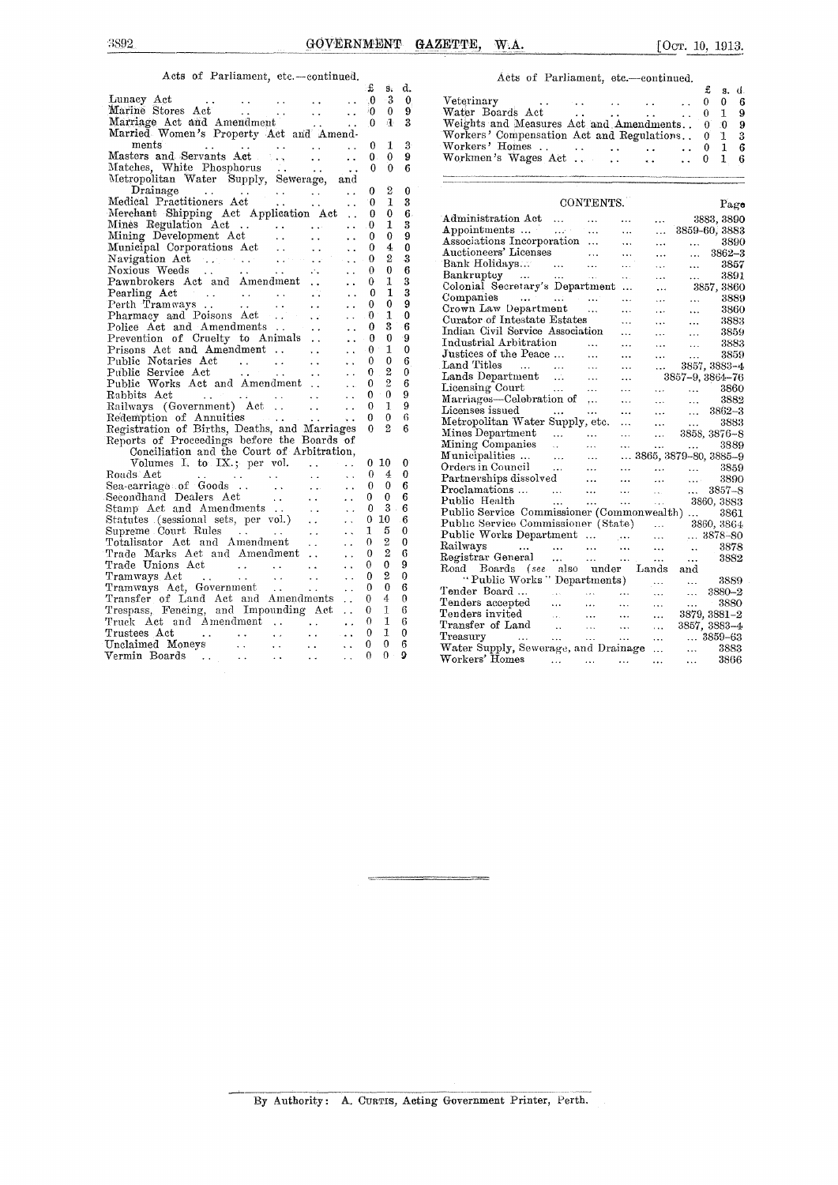Acts of Parliament, etc.—continued.

| | £ | s. | d. |
|---|---|---|---|
| Lunacy Act | 0 | 3 | 0 |
| Marine Stores Act | 0 | 0 | 9 |
| Marriage Act and Amendment | 0 | 1 | 3 |
| Married Women's Property Act and Amendments | 0 | 1 | 3 |
| Masters and Servants Act | 0 | 0 | 9 |
| Matches, White Phosphorus | 0 | 0 | 6 |
| Metropolitan Water Supply, Sewerage, and Drainage | 0 | 2 | 0 |
| Medical Practitioners Act | 0 | 1 | 3 |
| Merchant Shipping Act Application Act | 0 | 0 | 6 |
| Mines Regulation Act | 0 | 1 | 3 |
| Mining Development Act | 0 | 0 | 9 |
| Municipal Corporations Act | 0 | 4 | 0 |
| Navigation Act | 0 | 2 | 3 |
| Noxious Weeds | 0 | 0 | 6 |
| Pawnbrokers Act and Amendment | 0 | 1 | 3 |
| Pearling Act | 0 | 1 | 3 |
| Perth Tramways | 0 | 0 | 9 |
| Pharmacy and Poisons Act | 0 | 1 | 0 |
| Police Act and Amendments | 0 | 3 | 6 |
| Prevention of Cruelty to Animals | 0 | 0 | 9 |
| Prisons Act and Amendment | 0 | 1 | 0 |
| Public Notaries Act | 0 | 0 | 6 |
| Public Service Act | 0 | 2 | 0 |
| Public Works Act and Amendment | 0 | 2 | 6 |
| Rabbits Act | 0 | 0 | 9 |
| Railways (Government) Act | 0 | 1 | 9 |
| Redemption of Annuities | 0 | 0 | 6 |
| Registration of Births, Deaths, and Marriages | 0 | 2 | 6 |
| Reports of Proceedings before the Boards of Conciliation and the Court of Arbitration, Volumes I. to IX.; per vol. | 0 | 10 | 0 |
| Roads Act | 0 | 4 | 0 |
| Sea-carriage of Goods | 0 | 0 | 6 |
| Secondhand Dealers Act | 0 | 0 | 6 |
| Stamp Act and Amendments | 0 | 3 | 6 |
| Statutes (sessional sets, per vol.) | 0 | 10 | 6 |
| Supreme Court Rules | 1 | 5 | 0 |
| Totalisator Act and Amendment | 0 | 2 | 0 |
| Trade Marks Act and Amendment | 0 | 2 | 6 |
| Trade Unions Act | 0 | 0 | 9 |
| Tramways Act | 0 | 2 | 0 |
| Tramways Act, Government | 0 | 0 | 6 |
| Transfer of Land Act and Amendments | 0 | 4 | 0 |
| Trespass, Fencing, and Impounding Act | 0 | 1 | 6 |
| Truck Act and Amendment | 0 | 1 | 6 |
| Trustees Act | 0 | 1 | 0 |
| Unclaimed Moneys | 0 | 0 | 6 |
| Vermin Boards | 0 | 0 | 9 |
| Veterinary | 0 | 0 | 6 |
| Water Boards Act | 0 | 1 | 9 |
| Weights and Measures Act and Amendments | 0 | 0 | 9 |
| Workers' Compensation Act and Regulations | 0 | 1 | 3 |
| Workers' Homes | 0 | 1 | 6 |
| Workmen's Wages Act | 0 | 1 | 6 |

## CONTENTS.

| | Page |
|---|---|
| Administration Act | 3883, 3890 |
| Appointments | 3859-60, 3883 |
| Associations Incorporation | 3890 |
| Auctioneers' Licenses | 3862-3 |
| Bank Holidays | 3857 |
| Bankruptcy | 3891 |
| Colonial Secretary's Department | 3857, 3860 |
| Companies | 3889 |
| Crown Law Department | 3860 |
| Curator of Intestate Estates | 3883 |
| Indian Civil Service Association | 3859 |
| Industrial Arbitration | 3883 |
| Justices of the Peace | 3859 |
| Land Titles | 3857, 3883-4 |
| Lands Department | 3857-9, 3864-76 |
| Licensing Court | 3860 |
| Marriages—Celebration of | 3882 |
| Licenses issued | 3862-3 |
| Metropolitan Water Supply, etc. | 3883 |
| Mines Department | 3858, 3876-8 |
| Mining Companies | 3889 |
| Municipalities | 3865, 3879-80, 3885-9 |
| Orders in Council | 3859 |
| Partnerships dissolved | 3890 |
| Proclamations | 3857-8 |
| Public Health | 3860, 3883 |
| Public Service Commissioner (Commonwealth) | 3861 |
| Public Service Commissioner (State) | 3860, 3864 |
| Public Works Department | 3878-80 |
| Railways | 3878 |
| Registrar General | 3882 |
| Road Boards (*see* also under Lands and "Public Works" Departments) | 3889 |
| Tender Board | 3880-2 |
| Tenders accepted | 3880 |
| Tenders invited | 3879, 3881-2 |
| Transfer of Land | 3857, 3883-4 |
| Treasury | 3859-63 |
| Water Supply, Sewerage, and Drainage | 3883 |
| Workers' Homes | 3866 |

By Authority: A. CURTIS, Acting Government Printer, Perth.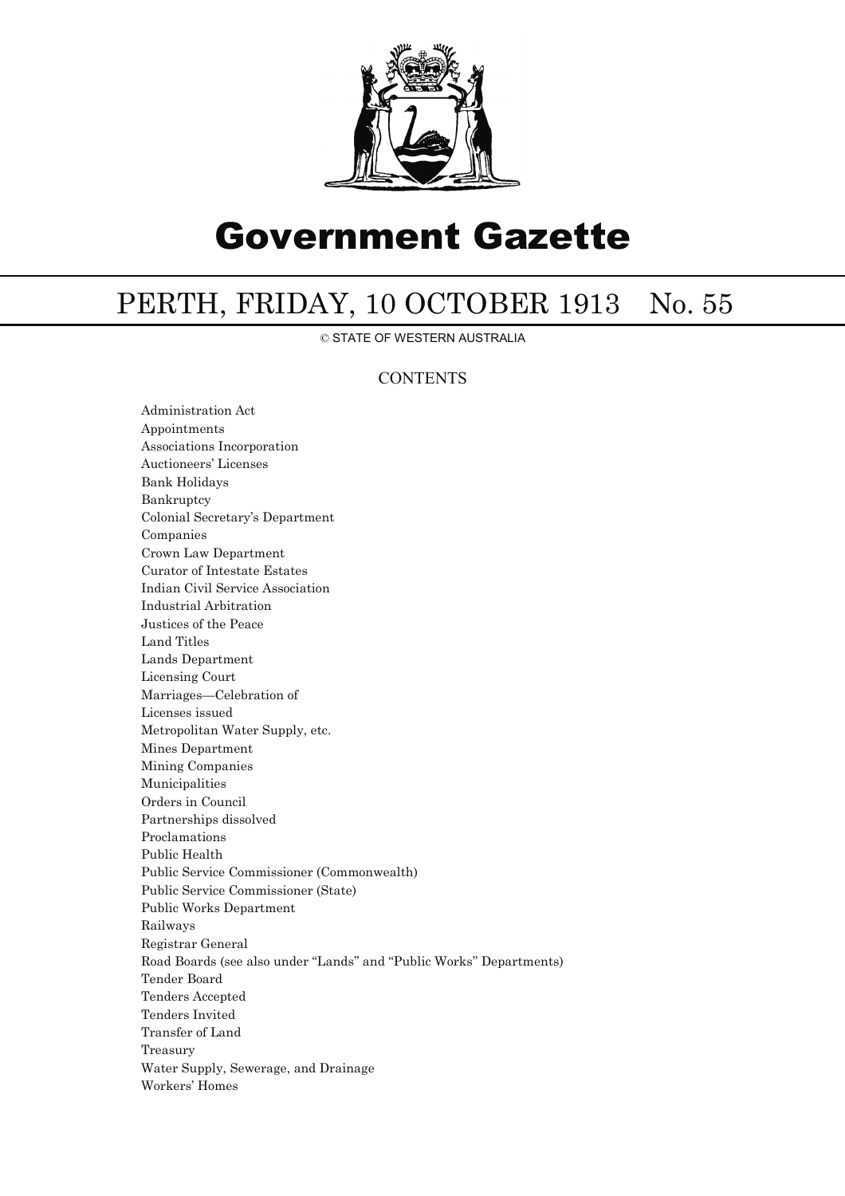# Government Gazette

## PERTH, FRIDAY, 10 OCTOBER 1913 No. 55

© STATE OF WESTERN AUSTRALIA

### CONTENTS

Administration Act
Appointments
Associations Incorporation
Auctioneers' Licenses
Bank Holidays
Bankruptcy
Colonial Secretary's Department
Companies
Crown Law Department
Curator of Intestate Estates
Indian Civil Service Association
Industrial Arbitration
Justices of the Peace
Land Titles
Lands Department
Licensing Court
Marriages—Celebration of
Licenses issued
Metropolitan Water Supply, etc.
Mines Department
Mining Companies
Municipalities
Orders in Council
Partnerships dissolved
Proclamations
Public Health
Public Service Commissioner (Commonwealth)
Public Service Commissioner (State)
Public Works Department
Railways
Registrar General
Road Boards (see also under "Lands" and "Public Works" Departments)
Tender Board
Tenders Accepted
Tenders Invited
Transfer of Land
Treasury
Water Supply, Sewerage, and Drainage
Workers' Homes